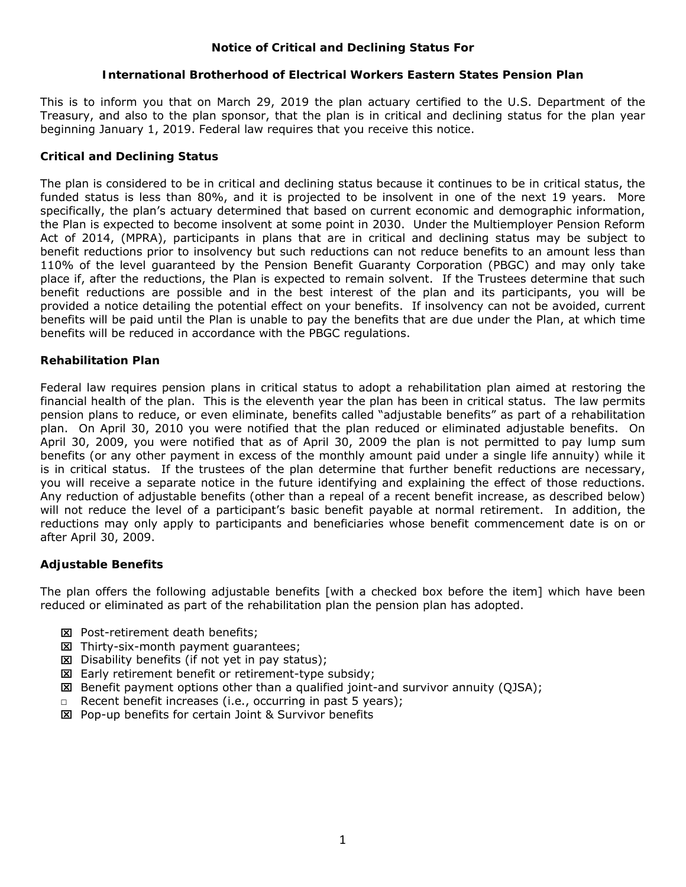**Notice of Critical and Declining Status For**

**International Brotherhood of Electrical Workers Eastern States Pension Plan**

This is to inform you that on March 29, 2019 the plan actuary certified to the U.S. Department of the Treasury, and also to the plan sponsor, that the plan is in critical and declining status for the plan year beginning January 1, 2019. Federal law requires that you receive this notice.

## Critical and Declining Status

The plan is considered to be in critical and declining status because it continues to be in critical status, the funded status is less than 80%, and it is projected to be insolvent in one of the next 19 years. More specifically, the plan's actuary determined that based on current economic and demographic information, the Plan is expected to become insolvent at some point in 2030. Under the Multiemployer Pension Reform Act of 2014, (MPRA), participants in plans that are in critical and declining status may be subject to benefit reductions prior to insolvency but such reductions can not reduce benefits to an amount less than 110% of the level guaranteed by the Pension Benefit Guaranty Corporation (PBGC) and may only take place if, after the reductions, the Plan is expected to remain solvent. If the Trustees determine that such benefit reductions are possible and in the best interest of the plan and its participants, you will be provided a notice detailing the potential effect on your benefits. If insolvency can not be avoided, current benefits will be paid until the Plan is unable to pay the benefits that are due under the Plan, at which time benefits will be reduced in accordance with the PBGC regulations.

## Rehabilitation Plan

Federal law requires pension plans in critical status to adopt a rehabilitation plan aimed at restoring the financial health of the plan. This is the eleventh year the plan has been in critical status. The law permits pension plans to reduce, or even eliminate, benefits called "adjustable benefits" as part of a rehabilitation plan. On April 30, 2010 you were notified that the plan reduced or eliminated adjustable benefits. On April 30, 2009, you were notified that as of April 30, 2009 the plan is not permitted to pay lump sum benefits (or any other payment in excess of the monthly amount paid under a single life annuity) while it is in critical status. If the trustees of the plan determine that further benefit reductions are necessary, you will receive a separate notice in the future identifying and explaining the effect of those reductions. Any reduction of adjustable benefits (other than a repeal of a recent benefit increase, as described below) will not reduce the level of a participant's basic benefit payable at normal retirement. In addition, the reductions may only apply to participants and beneficiaries whose benefit commencement date is on or after April 30, 2009.

## Adjustable Benefits

The plan offers the following adjustable benefits [with a checked box before the item] which have been reduced or eliminated as part of the rehabilitation plan the pension plan has adopted.

- ☒ Post-retirement death benefits;
- ☒ Thirty-six-month payment guarantees;
- ☒ Disability benefits (if not yet in pay status);
- ☒ Early retirement benefit or retirement-type subsidy;
- ☒ Benefit payment options other than a qualified joint-and survivor annuity (QJSA);
- ☐ Recent benefit increases (i.e., occurring in past 5 years);
- ☒ Pop-up benefits for certain Joint & Survivor benefits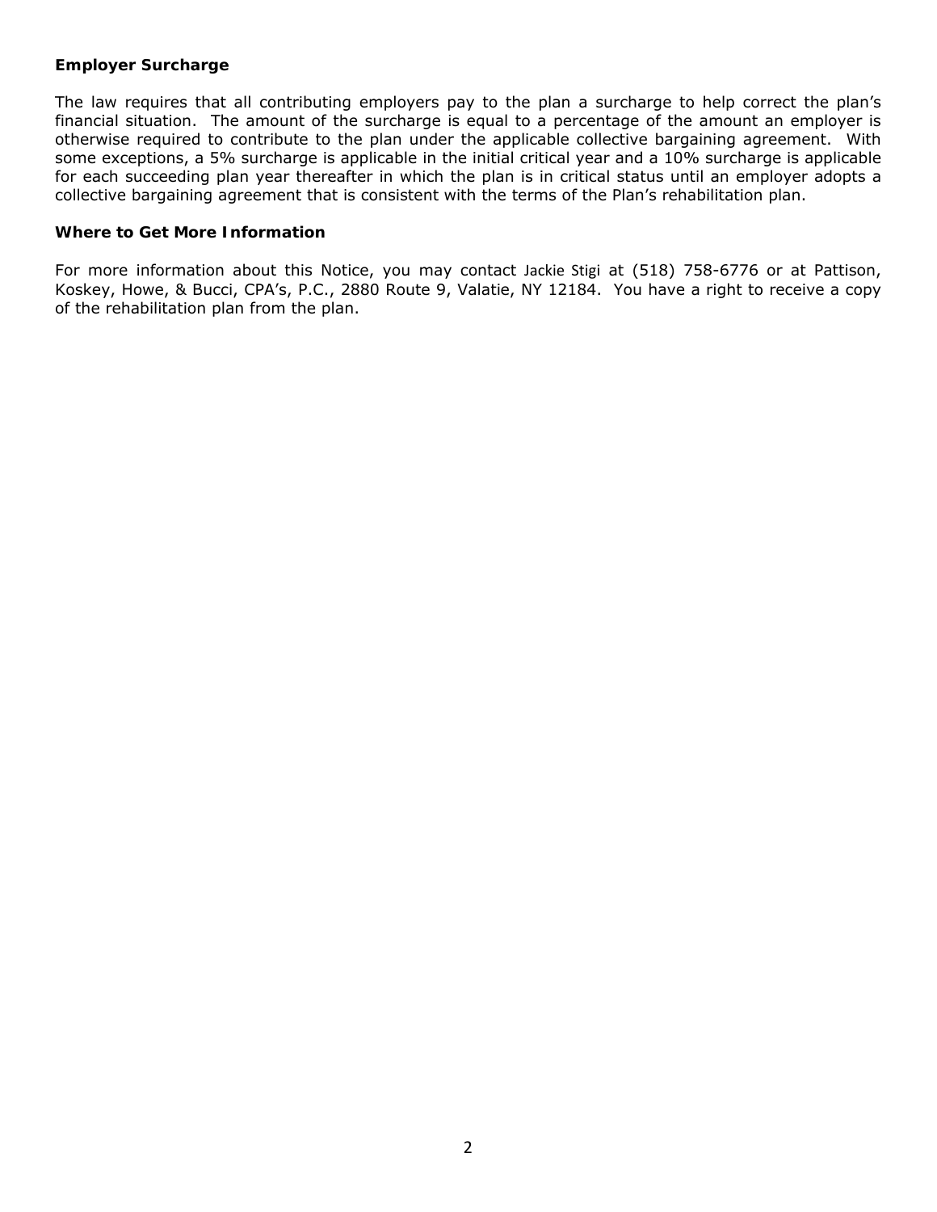**Employer Surcharge**

The law requires that all contributing employers pay to the plan a surcharge to help correct the plan's financial situation. The amount of the surcharge is equal to a percentage of the amount an employer is otherwise required to contribute to the plan under the applicable collective bargaining agreement. With some exceptions, a 5% surcharge is applicable in the initial critical year and a 10% surcharge is applicable for each succeeding plan year thereafter in which the plan is in critical status until an employer adopts a collective bargaining agreement that is consistent with the terms of the Plan's rehabilitation plan.

**Where to Get More Information**

For more information about this Notice, you may contact Jackie Stigi at (518) 758-6776 or at Pattison, Koskey, Howe, & Bucci, CPA's, P.C., 2880 Route 9, Valatie, NY 12184. You have a right to receive a copy of the rehabilitation plan from the plan.